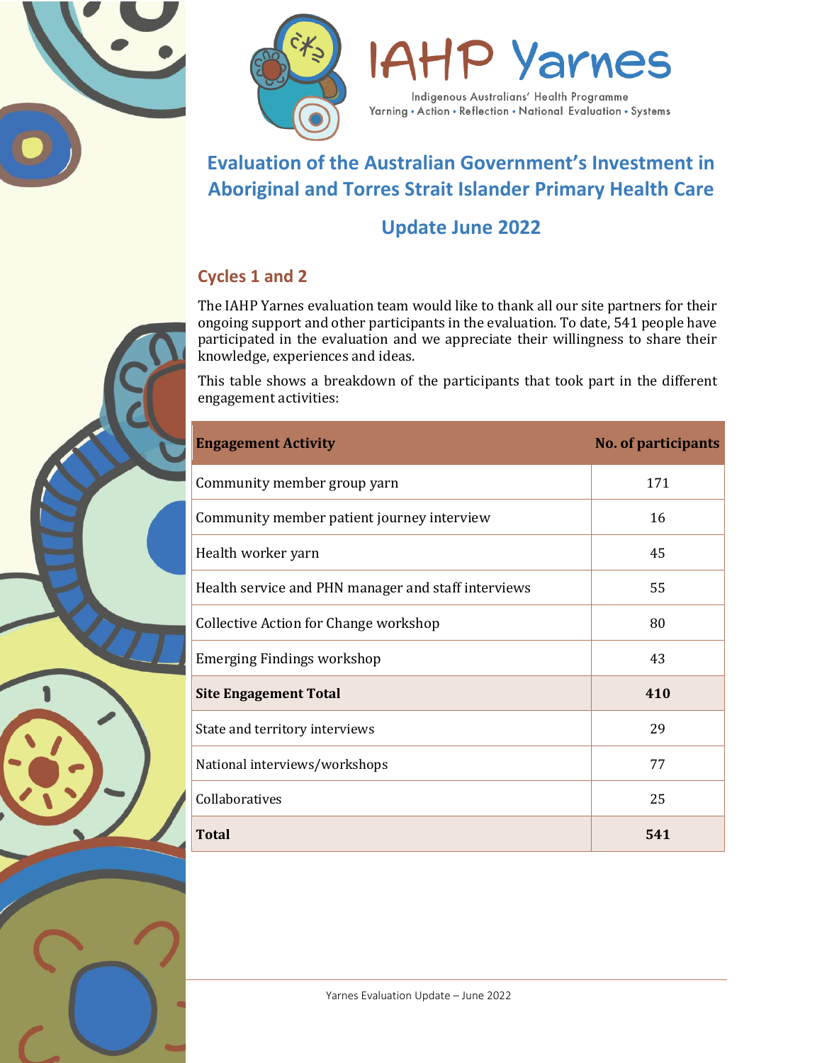# IAHP Yarnes

Indigenous Australians' Health Programme
Yarning • Action • Reflection • National Evaluation • Systems

## Evaluation of the Australian Government's Investment in Aboriginal and Torres Strait Islander Primary Health Care

## Update June 2022

### Cycles 1 and 2

The IAHP Yarnes evaluation team would like to thank all our site partners for their ongoing support and other participants in the evaluation. To date, 541 people have participated in the evaluation and we appreciate their willingness to share their knowledge, experiences and ideas.

This table shows a breakdown of the participants that took part in the different engagement activities:

| Engagement Activity | No. of participants |
|---|---|
| Community member group yarn | 171 |
| Community member patient journey interview | 16 |
| Health worker yarn | 45 |
| Health service and PHN manager and staff interviews | 55 |
| Collective Action for Change workshop | 80 |
| Emerging Findings workshop | 43 |
| **Site Engagement Total** | **410** |
| State and territory interviews | 29 |
| National interviews/workshops | 77 |
| Collaboratives | 25 |
| **Total** | **541** |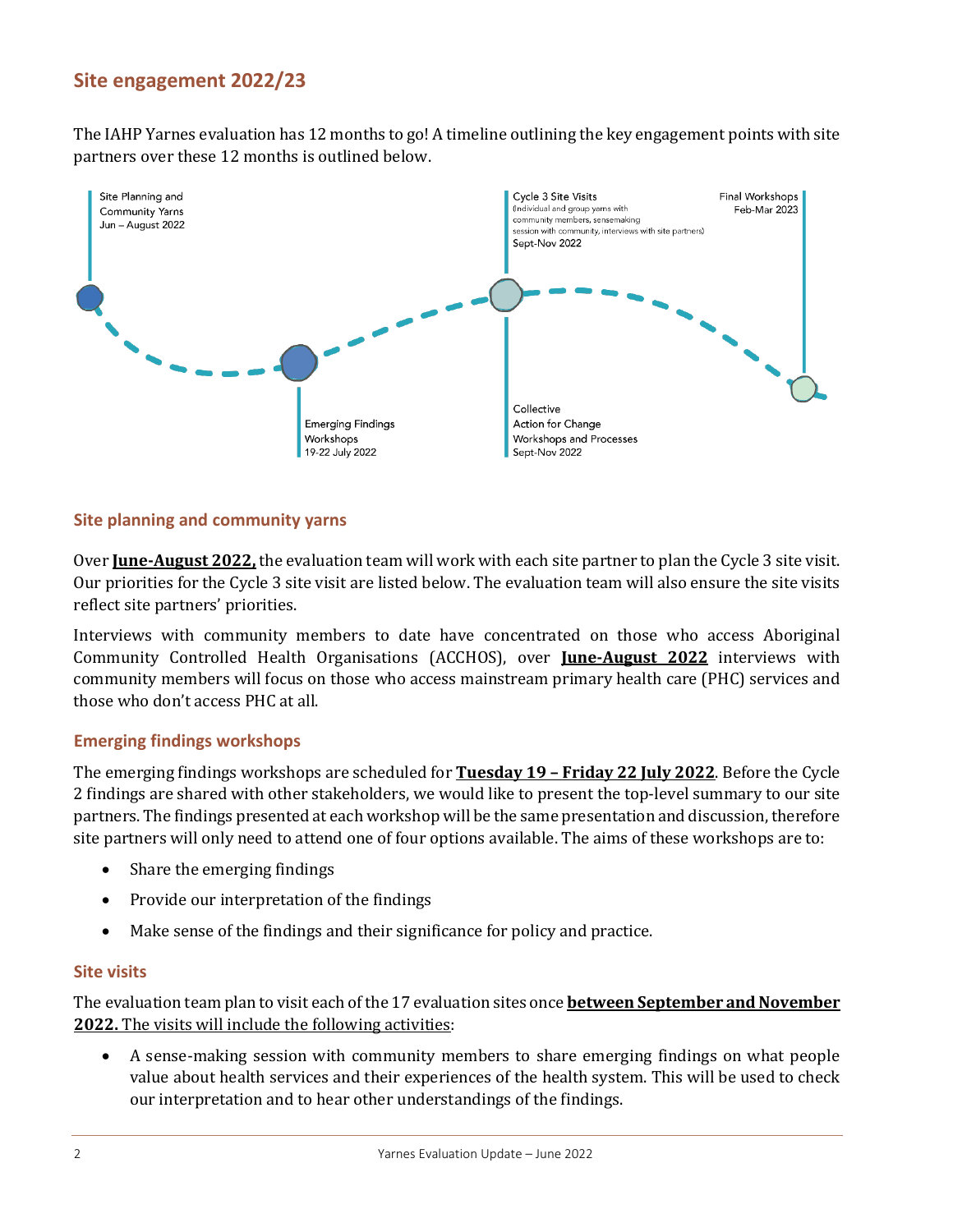## Site engagement 2022/23

The IAHP Yarnes evaluation has 12 months to go! A timeline outlining the key engagement points with site partners over these 12 months is outlined below.

Site Planning and Community Yarns
Jun – August 2022

Emerging Findings Workshops
19-22 July 2022

Cycle 3 Site Visits
(Individual and group yarns with community members, sensemaking session with community, interviews with site partners)
Sept-Nov 2022

Collective Action for Change Workshops and Processes
Sept-Nov 2022

Final Workshops
Feb-Mar 2023

### Site planning and community yarns

Over **June-August 2022,** the evaluation team will work with each site partner to plan the Cycle 3 site visit. Our priorities for the Cycle 3 site visit are listed below. The evaluation team will also ensure the site visits reflect site partners' priorities.

Interviews with community members to date have concentrated on those who access Aboriginal Community Controlled Health Organisations (ACCHOS), over **June-August 2022** interviews with community members will focus on those who access mainstream primary health care (PHC) services and those who don't access PHC at all.

### Emerging findings workshops

The emerging findings workshops are scheduled for **Tuesday 19 – Friday 22 July 2022**. Before the Cycle 2 findings are shared with other stakeholders, we would like to present the top-level summary to our site partners. The findings presented at each workshop will be the same presentation and discussion, therefore site partners will only need to attend one of four options available. The aims of these workshops are to:

- Share the emerging findings
- Provide our interpretation of the findings
- Make sense of the findings and their significance for policy and practice.

### Site visits

The evaluation team plan to visit each of the 17 evaluation sites once **between September and November 2022.** The visits will include the following activities:

- A sense-making session with community members to share emerging findings on what people value about health services and their experiences of the health system. This will be used to check our interpretation and to hear other understandings of the findings.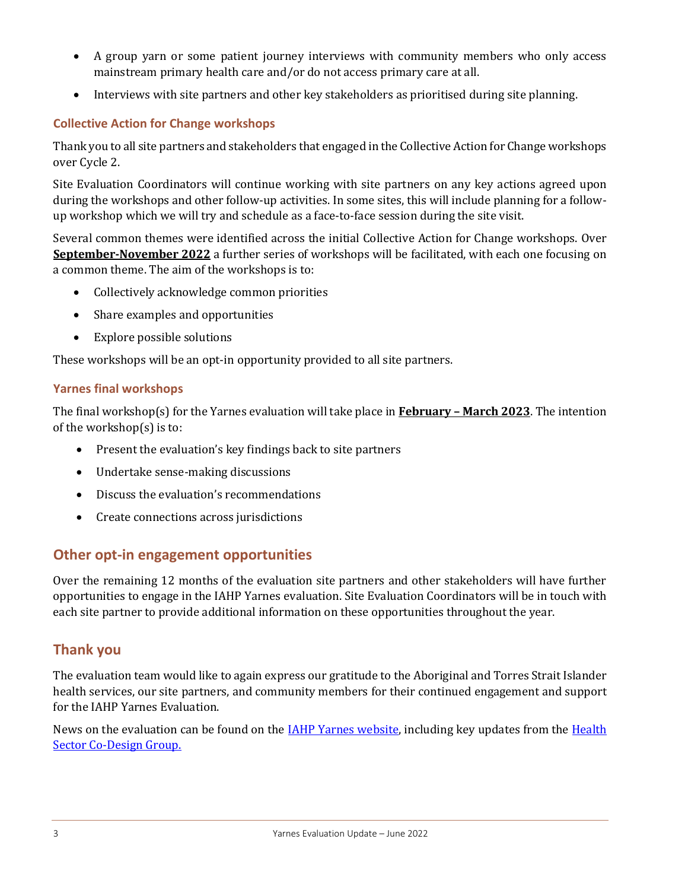- A group yarn or some patient journey interviews with community members who only access mainstream primary health care and/or do not access primary care at all.
- Interviews with site partners and other key stakeholders as prioritised during site planning.

### Collective Action for Change workshops

Thank you to all site partners and stakeholders that engaged in the Collective Action for Change workshops over Cycle 2.

Site Evaluation Coordinators will continue working with site partners on any key actions agreed upon during the workshops and other follow-up activities. In some sites, this will include planning for a follow-up workshop which we will try and schedule as a face-to-face session during the site visit.

Several common themes were identified across the initial Collective Action for Change workshops. Over **September-November 2022** a further series of workshops will be facilitated, with each one focusing on a common theme. The aim of the workshops is to:

- Collectively acknowledge common priorities
- Share examples and opportunities
- Explore possible solutions

These workshops will be an opt-in opportunity provided to all site partners.

### Yarnes final workshops

The final workshop(s) for the Yarnes evaluation will take place in **February – March 2023**. The intention of the workshop(s) is to:

- Present the evaluation's key findings back to site partners
- Undertake sense-making discussions
- Discuss the evaluation's recommendations
- Create connections across jurisdictions

## Other opt-in engagement opportunities

Over the remaining 12 months of the evaluation site partners and other stakeholders will have further opportunities to engage in the IAHP Yarnes evaluation. Site Evaluation Coordinators will be in touch with each site partner to provide additional information on these opportunities throughout the year.

## Thank you

The evaluation team would like to again express our gratitude to the Aboriginal and Torres Strait Islander health services, our site partners, and community members for their continued engagement and support for the IAHP Yarnes Evaluation.

News on the evaluation can be found on the [IAHP Yarnes website](), including key updates from the [Health Sector Co-Design Group.]()